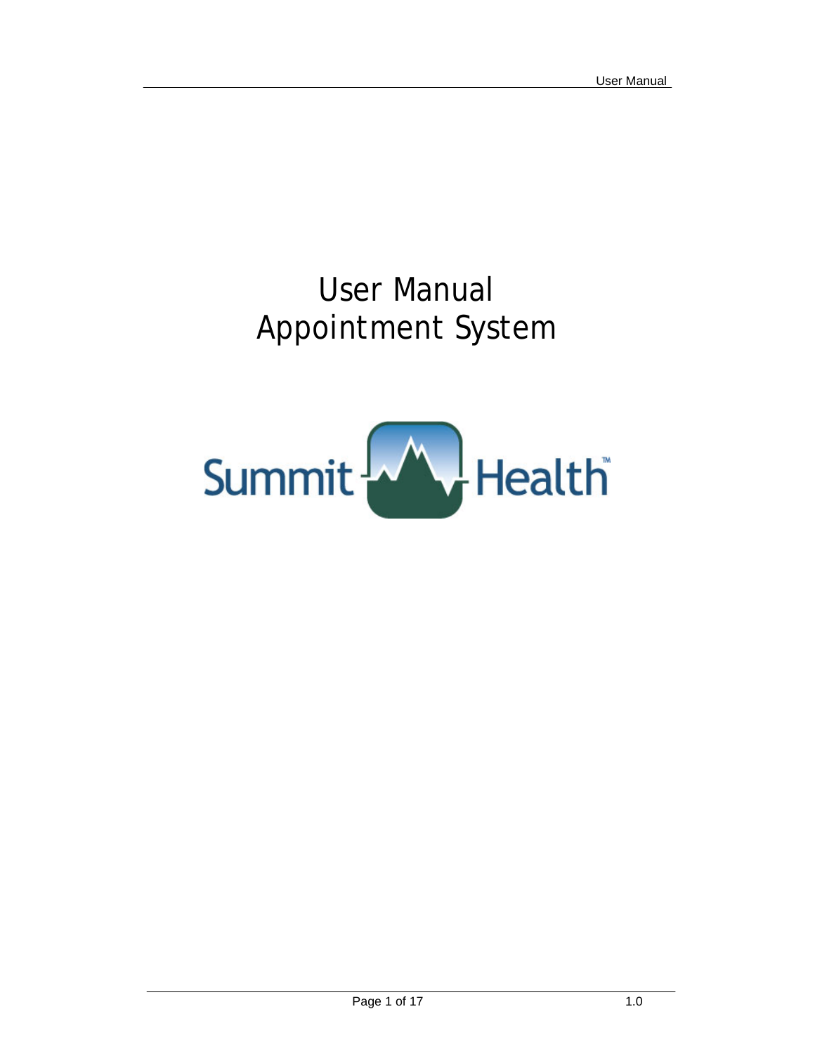# User Manual
# Appointment System

Summit Health™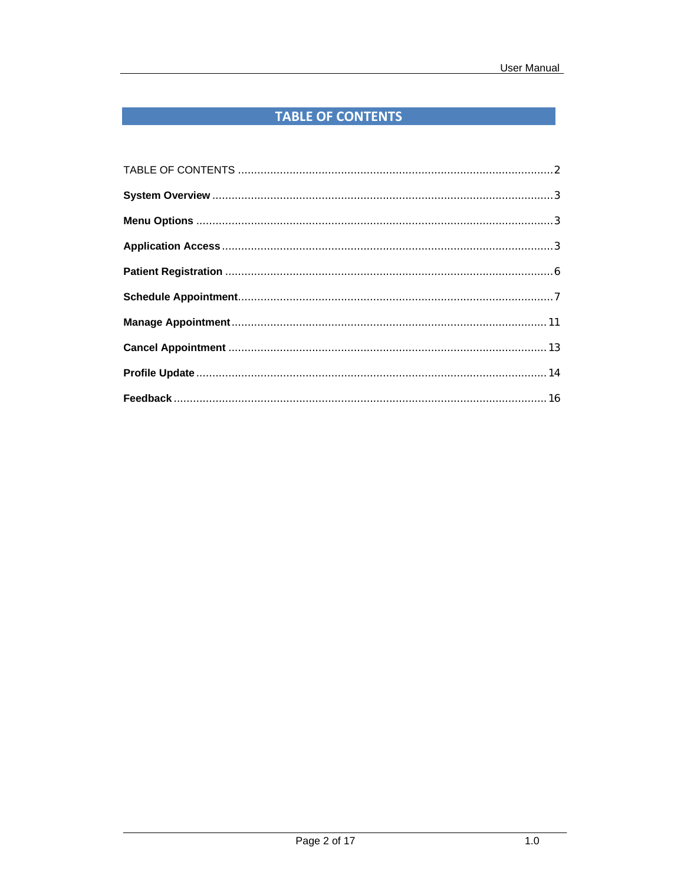# TABLE OF CONTENTS

TABLE OF CONTENTS .......... 2

**System Overview** .......... 3

**Menu Options** .......... 3

**Application Access** .......... 3

**Patient Registration** .......... 6

**Schedule Appointment** .......... 7

**Manage Appointment** .......... 11

**Cancel Appointment** .......... 13

**Profile Update** .......... 14

**Feedback** .......... 16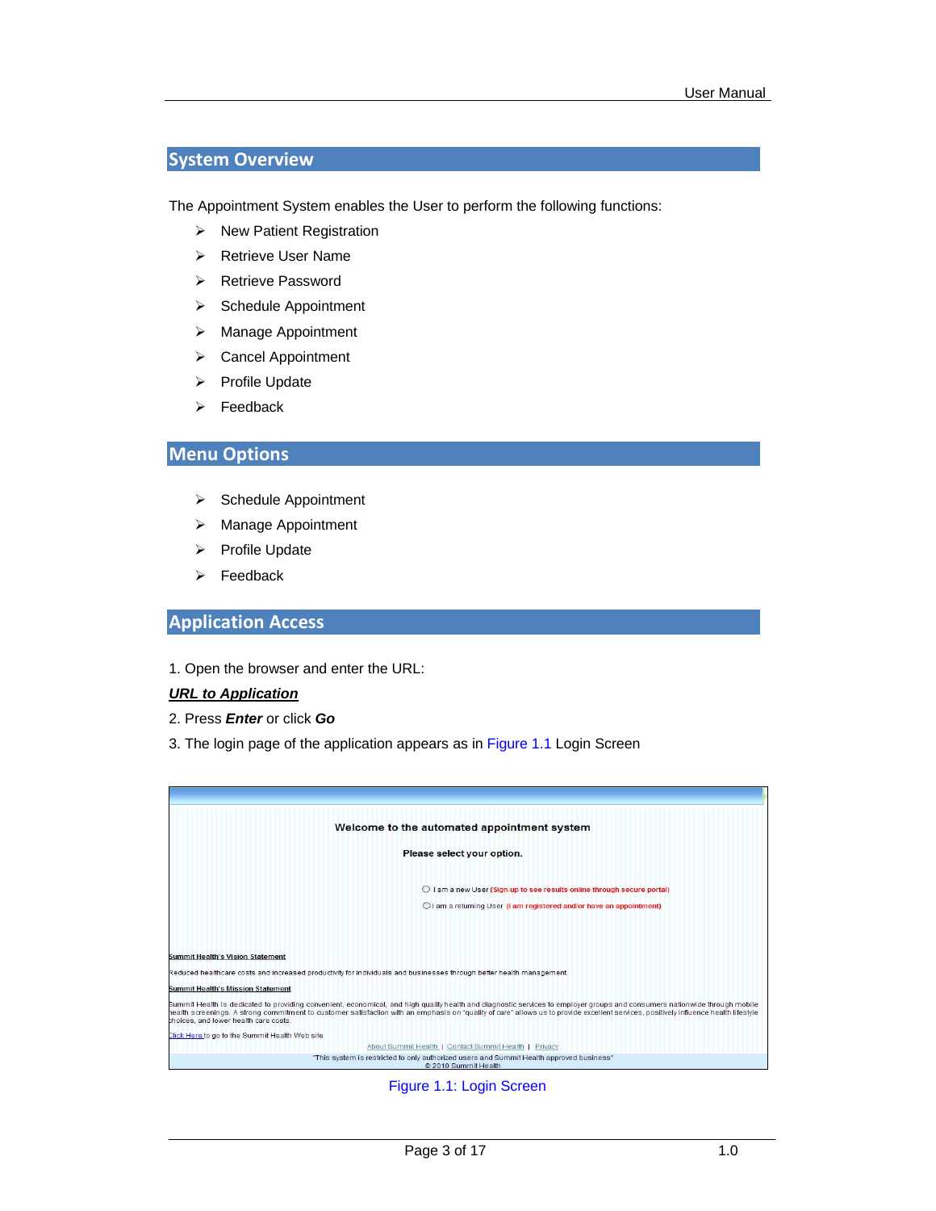## System Overview

The Appointment System enables the User to perform the following functions:

- New Patient Registration
- Retrieve User Name
- Retrieve Password
- Schedule Appointment
- Manage Appointment
- Cancel Appointment
- Profile Update
- Feedback

## Menu Options

- Schedule Appointment
- Manage Appointment
- Profile Update
- Feedback

## Application Access

1. Open the browser and enter the URL:

***URL to Application***

2. Press ***Enter*** or click ***Go***

3. The login page of the application appears as in Figure 1.1 Login Screen

Welcome to the automated appointment system

Please select your option.

○ I am a new User (Sign-up to see results online through secure portal)

○ I am a returning User (I am registered and/or have an appointment)

Summit Health's Vision Statement

Reduced healthcare costs and increased productivity for individuals and businesses through better health management

Summit Health's Mission Statement

Summit Health is dedicated to providing convenient, economical, and high quality health and diagnostic services to employer groups and consumers nationwide through mobile health screenings. A strong commitment to customer satisfaction with an emphasis on "quality of care" allows us to provide excellent services, positively influence health lifestyle choices, and lower health care costs.

Click Here to go to the Summit Health Web site

About Summit Health | Contact Summit Health | Privacy

"This system is restricted to only authorized users and Summit Health approved business"
© 2010 Summit Health

Figure 1.1: Login Screen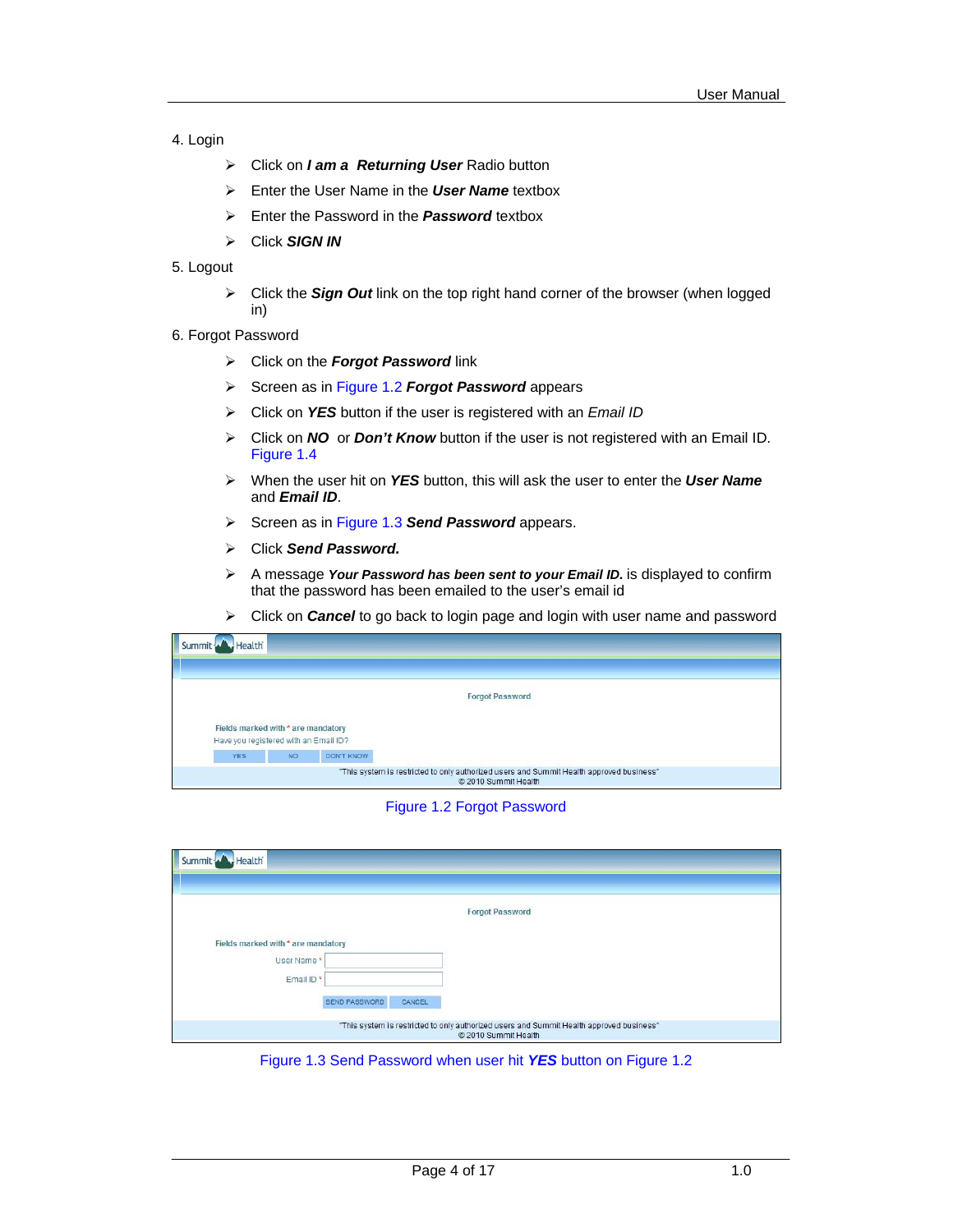4. Login

- Click on ***I am a  Returning User*** Radio button
- Enter the User Name in the ***User Name*** textbox
- Enter the Password in the ***Password*** textbox
- Click ***SIGN IN***

5. Logout

- Click the ***Sign Out*** link on the top right hand corner of the browser (when logged in)

6. Forgot Password

- Click on the ***Forgot Password*** link
- Screen as in Figure 1.2 ***Forgot Password*** appears
- Click on ***YES*** button if the user is registered with an *Email ID*
- Click on ***NO*** or ***Don't Know*** button if the user is not registered with an Email ID. Figure 1.4
- When the user hit on ***YES*** button, this will ask the user to enter the ***User Name*** and ***Email ID***.
- Screen as in Figure 1.3 ***Send Password*** appears.
- Click ***Send Password.***
- A message ***Your Password has been sent to your Email ID.*** is displayed to confirm that the password has been emailed to the user's email id
- Click on ***Cancel*** to go back to login page and login with user name and password

Summit Health

Forgot Password

Fields marked with * are mandatory

Have you registered with an Email ID?

YES NO DON'T KNOW

"This system is restricted to only authorized users and Summit Health approved business"
© 2010 Summit Health

Figure 1.2 Forgot Password

Summit Health

Forgot Password

Fields marked with * are mandatory

User Name *

Email ID *

SEND PASSWORD CANCEL

"This system is restricted to only authorized users and Summit Health approved business"
© 2010 Summit Health

Figure 1.3 Send Password when user hit ***YES*** button on Figure 1.2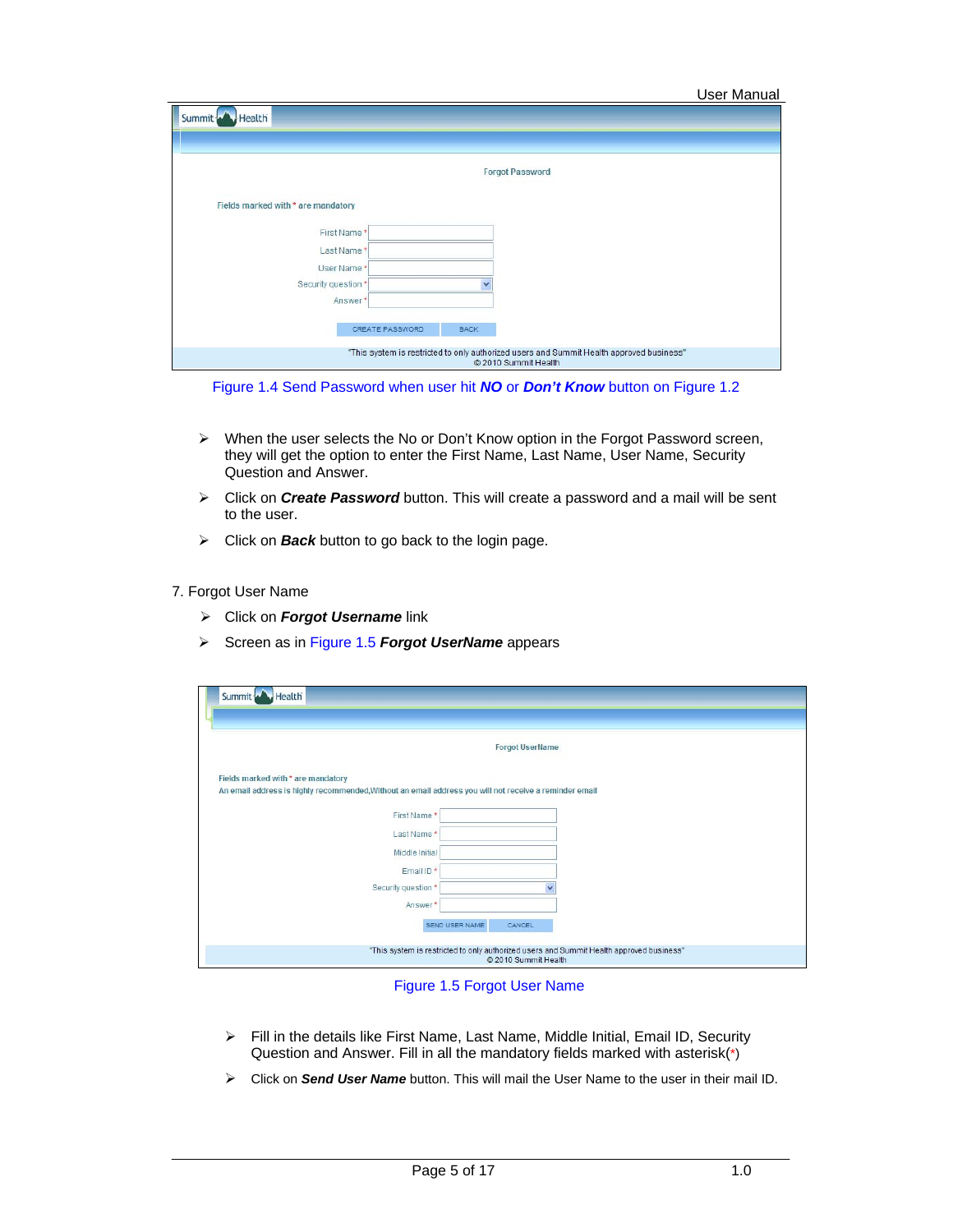Figure 1.4 Send Password when user hit ***NO*** or ***Don't Know*** button on Figure 1.2

- When the user selects the No or Don't Know option in the Forgot Password screen, they will get the option to enter the First Name, Last Name, User Name, Security Question and Answer.
- Click on ***Create Password*** button. This will create a password and a mail will be sent to the user.
- Click on ***Back*** button to go back to the login page.

7. Forgot User Name

- Click on ***Forgot Username*** link
- Screen as in Figure 1.5 ***Forgot UserName*** appears

Figure 1.5 Forgot User Name

- Fill in the details like First Name, Last Name, Middle Initial, Email ID, Security Question and Answer. Fill in all the mandatory fields marked with asterisk(*)
- Click on ***Send User Name*** button. This will mail the User Name to the user in their mail ID.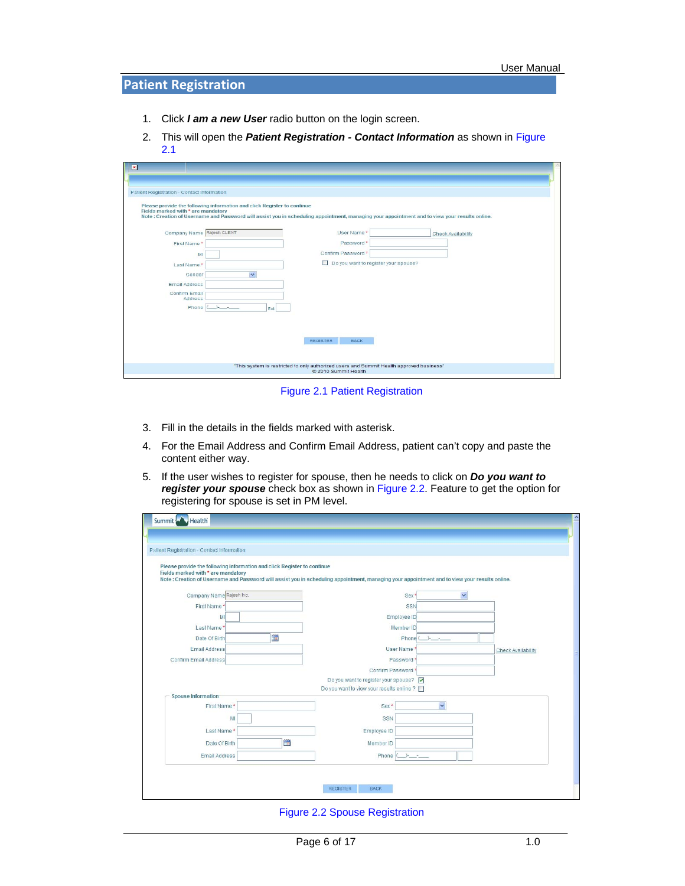# Patient Registration

1. Click ***I am a new User*** radio button on the login screen.
2. This will open the ***Patient Registration - Contact Information*** as shown in Figure 2.1

Figure 2.1 Patient Registration

3. Fill in the details in the fields marked with asterisk.
4. For the Email Address and Confirm Email Address, patient can't copy and paste the content either way.
5. If the user wishes to register for spouse, then he needs to click on ***Do you want to register your spouse*** check box as shown in Figure 2.2. Feature to get the option for registering for spouse is set in PM level.

Figure 2.2 Spouse Registration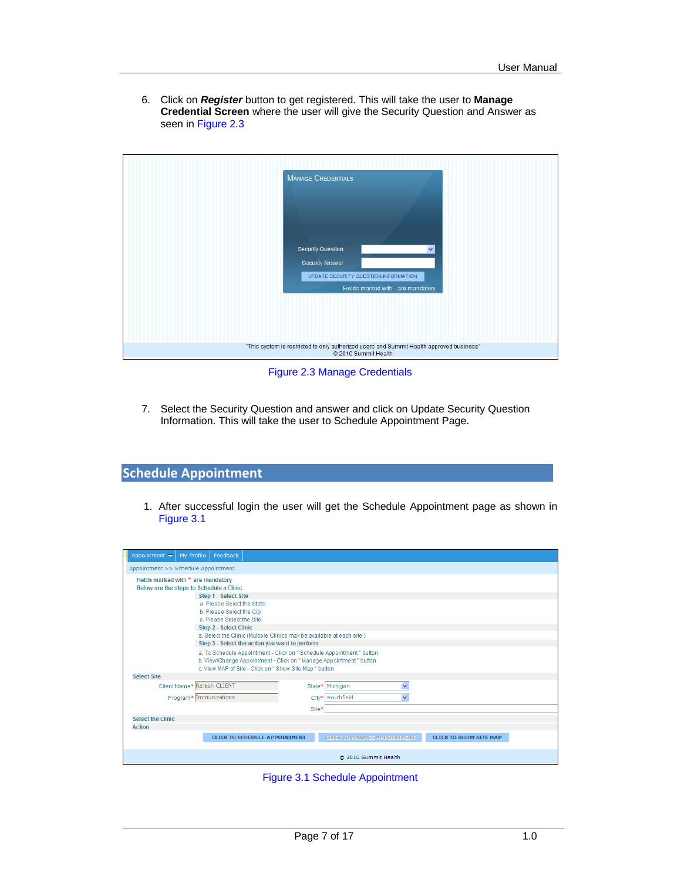6. Click on ***Register*** button to get registered. This will take the user to **Manage Credential Screen** where the user will give the Security Question and Answer as seen in Figure 2.3

Figure 2.3 Manage Credentials

7. Select the Security Question and answer and click on Update Security Question Information. This will take the user to Schedule Appointment Page.

## Schedule Appointment

1. After successful login the user will get the Schedule Appointment page as shown in Figure 3.1

Figure 3.1 Schedule Appointment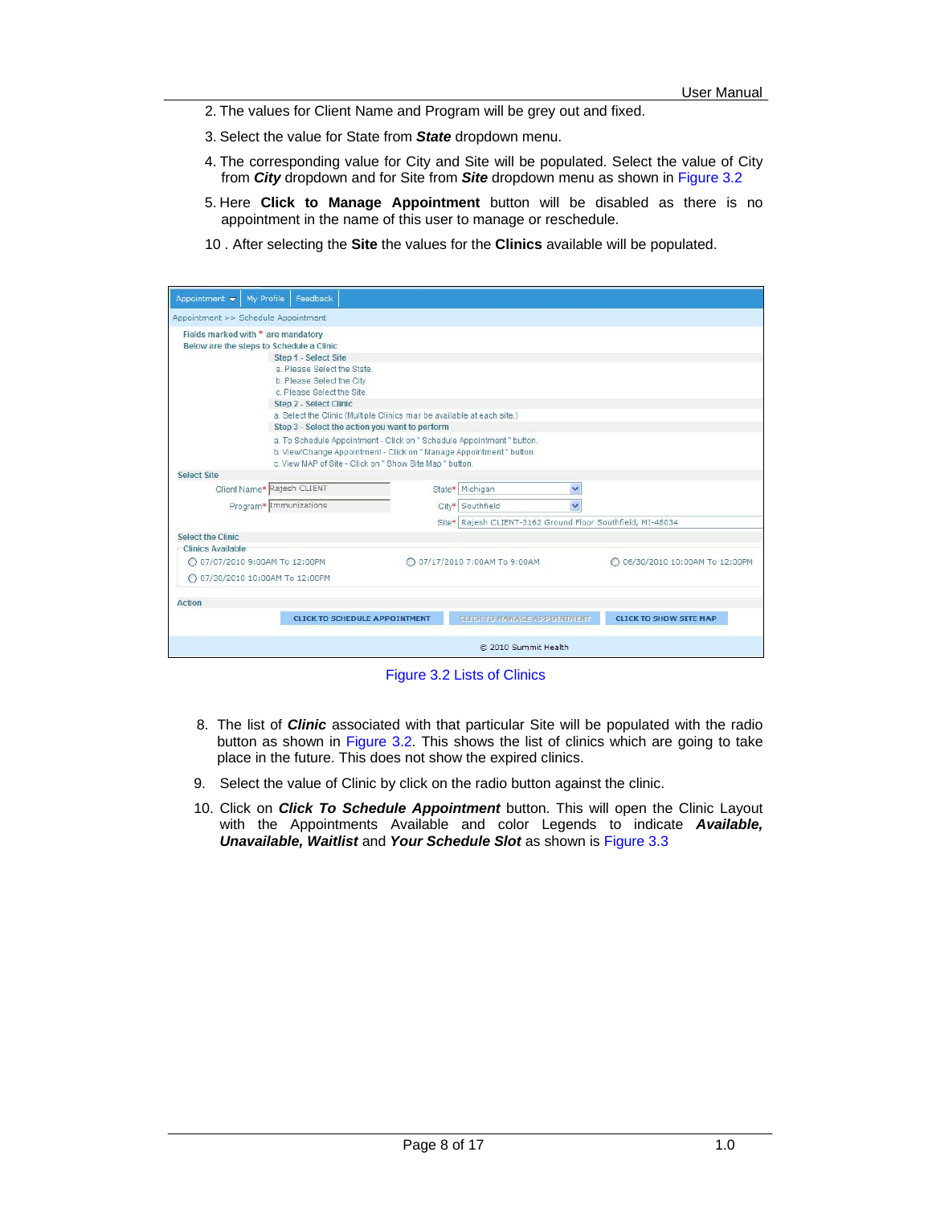2. The values for Client Name and Program will be grey out and fixed.

3. Select the value for State from ***State*** dropdown menu.

4. The corresponding value for City and Site will be populated. Select the value of City from ***City*** dropdown and for Site from ***Site*** dropdown menu as shown in Figure 3.2

5. Here **Click to Manage Appointment** button will be disabled as there is no appointment in the name of this user to manage or reschedule.

10 . After selecting the **Site** the values for the **Clinics** available will be populated.

Appointment | My Profile | Feedback

Appointment >> Schedule Appointment

Fields marked with * are mandatory
Below are the steps to Schedule a Clinic

Step 1 - Select Site
a. Please Select the State.
b. Please Select the City.
c. Please Select the Site.

Step 2 - Select Clinic
a. Select the Clinic (Multiple Clinics may be available at each site.)

Step 3 - Select the action you want to perform
a. To Schedule Appointment - Click on " Schedule Appointment " button.
b. View/Change Appointment - Click on " Manage Appointment " button.
c. View MAP of Site - Click on " Show Site Map " button.

Select Site

Client Name* Rajesh CLIENT    State* Michigan
Program* Immunizations    City* Southfield
Site* Rajesh CLIENT-3162 Ground Floor Southfield, MI-48034

Select the Clinic
Clinics Available
07/07/2010 9:00AM To 12:00PM    07/17/2010 7:00AM To 9:00AM    06/30/2010 10:00AM To 12:00PM
07/30/2010 10:00AM To 12:00PM

Action
CLICK TO SCHEDULE APPOINTMENT    CLICK TO MANAGE APPOINTMENT    CLICK TO SHOW SITE MAP

© 2010 Summit Health

Figure 3.2 Lists of Clinics

8. The list of ***Clinic*** associated with that particular Site will be populated with the radio button as shown in Figure 3.2. This shows the list of clinics which are going to take place in the future. This does not show the expired clinics.

9. Select the value of Clinic by click on the radio button against the clinic.

10. Click on ***Click To Schedule Appointment*** button. This will open the Clinic Layout with the Appointments Available and color Legends to indicate ***Available, Unavailable, Waitlist*** and ***Your Schedule Slot*** as shown is Figure 3.3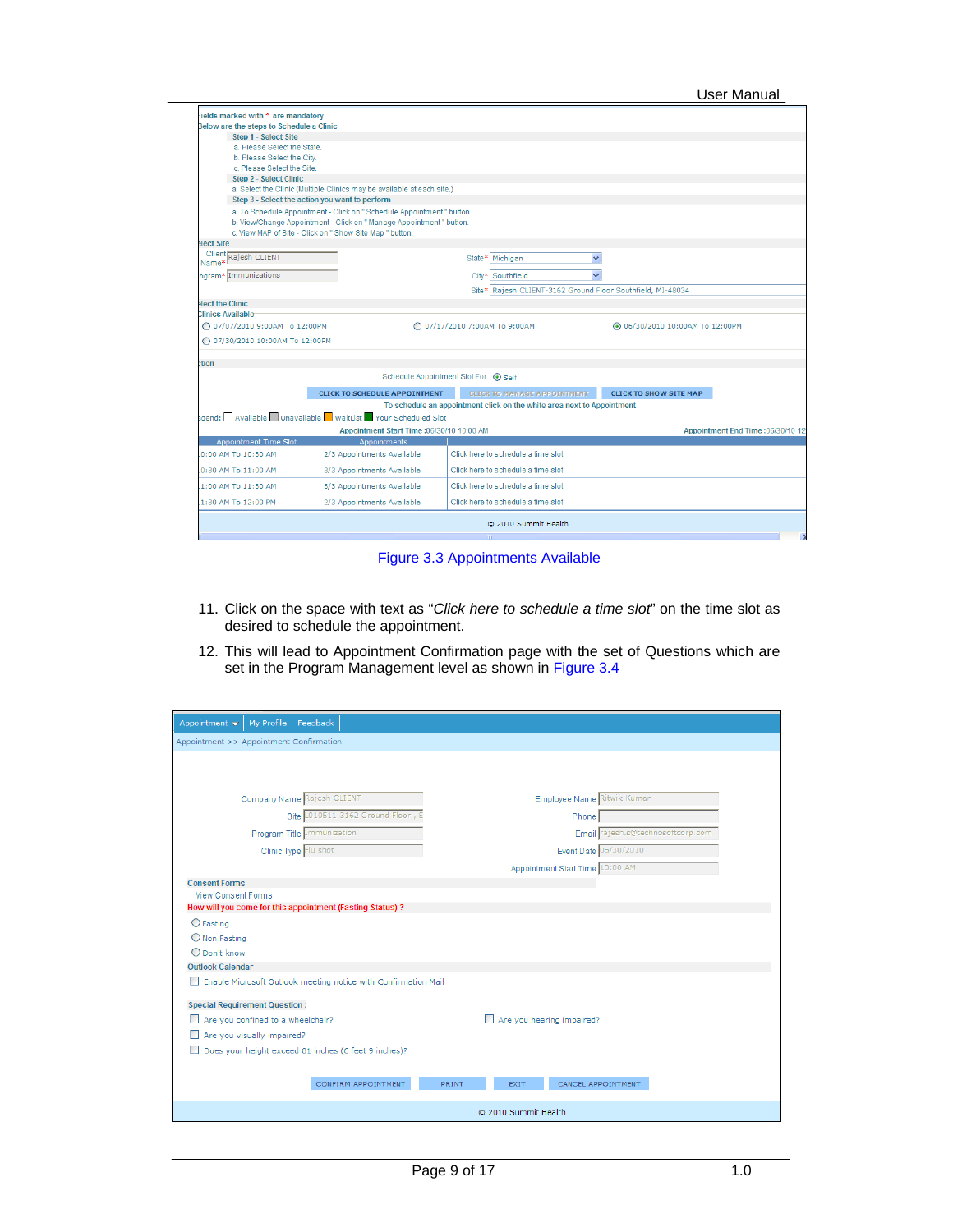Figure 3.3 Appointments Available

11. Click on the space with text as "*Click here to schedule a time slot*" on the time slot as desired to schedule the appointment.
12. This will lead to Appointment Confirmation page with the set of Questions which are set in the Program Management level as shown in Figure 3.4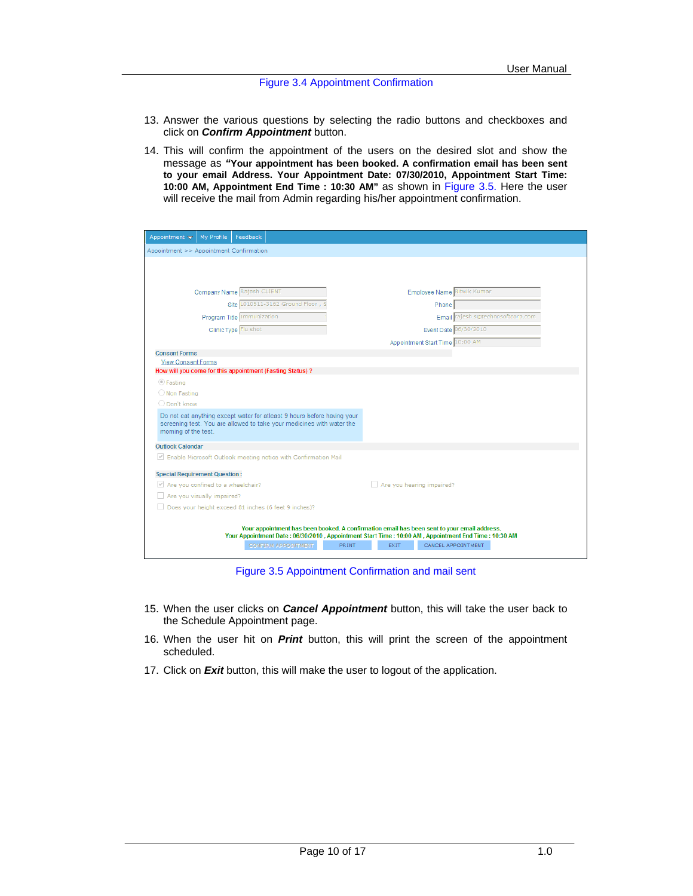Figure 3.4 Appointment Confirmation

13. Answer the various questions by selecting the radio buttons and checkboxes and click on ***Confirm Appointment*** button.

14. This will confirm the appointment of the users on the desired slot and show the message as **"Your appointment has been booked. A confirmation email has been sent to your email Address. Your Appointment Date: 07/30/2010, Appointment Start Time: 10:00 AM, Appointment End Time : 10:30 AM"** as shown in Figure 3.5. Here the user will receive the mail from Admin regarding his/her appointment confirmation.

Figure 3.5 Appointment Confirmation and mail sent

15. When the user clicks on ***Cancel Appointment*** button, this will take the user back to the Schedule Appointment page.

16. When the user hit on ***Print*** button, this will print the screen of the appointment scheduled.

17. Click on ***Exit*** button, this will make the user to logout of the application.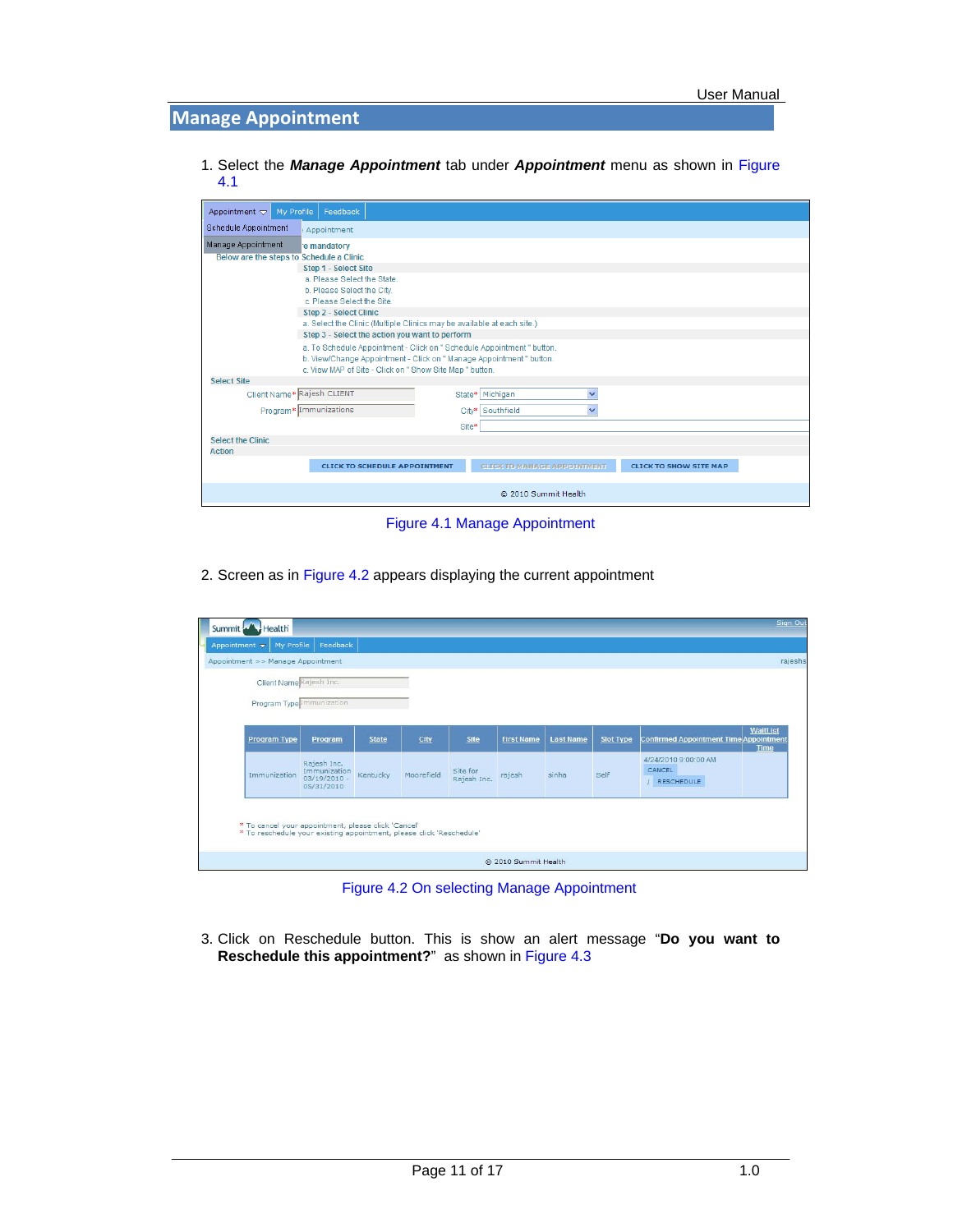## Manage Appointment

1. Select the ***Manage Appointment*** tab under ***Appointment*** menu as shown in Figure 4.1

Figure 4.1 Manage Appointment

2. Screen as in Figure 4.2 appears displaying the current appointment

Figure 4.2 On selecting Manage Appointment

3. Click on Reschedule button. This is show an alert message "**Do you want to Reschedule this appointment?**" as shown in Figure 4.3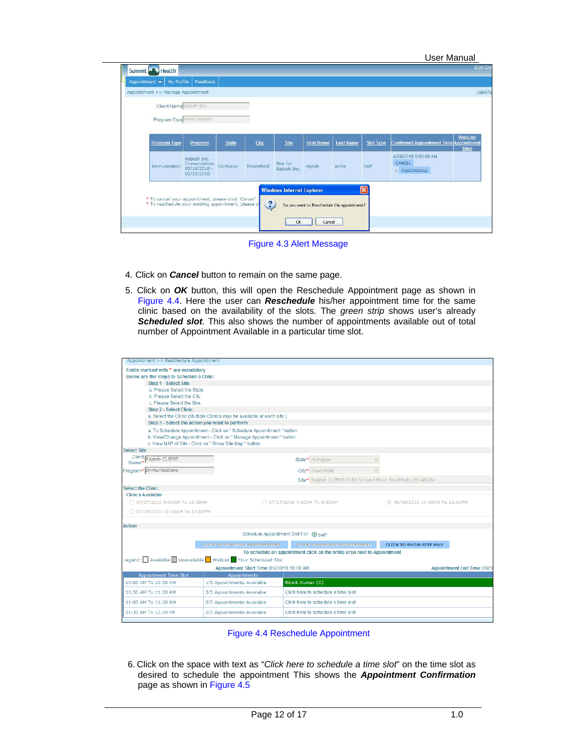Figure 4.3 Alert Message

4. Click on ***Cancel*** button to remain on the same page.

5. Click on ***OK*** button, this will open the Reschedule Appointment page as shown in Figure 4.4. Here the user can ***Reschedule*** his/her appointment time for the same clinic based on the availability of the slots. The *green strip* shows user's already ***Scheduled slot***. This also shows the number of appointments available out of total number of Appointment Available in a particular time slot.

Figure 4.4 Reschedule Appointment

6. Click on the space with text as "*Click here to schedule a time slot*" on the time slot as desired to schedule the appointment This shows the ***Appointment Confirmation*** page as shown in Figure 4.5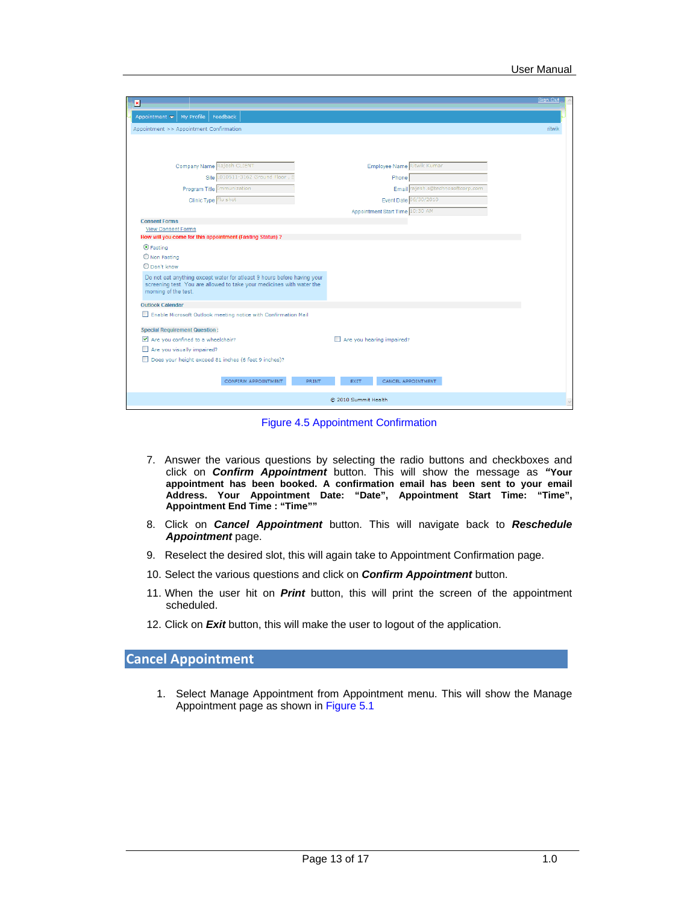Figure 4.5 Appointment Confirmation

7. Answer the various questions by selecting the radio buttons and checkboxes and click on ***Confirm Appointment*** button. This will show the message as **"Your appointment has been booked. A confirmation email has been sent to your email Address. Your Appointment Date: "Date", Appointment Start Time: "Time", Appointment End Time : "Time""**
8. Click on ***Cancel Appointment*** button. This will navigate back to ***Reschedule Appointment*** page.
9. Reselect the desired slot, this will again take to Appointment Confirmation page.
10. Select the various questions and click on ***Confirm Appointment*** button.
11. When the user hit on ***Print*** button, this will print the screen of the appointment scheduled.
12. Click on ***Exit*** button, this will make the user to logout of the application.

## Cancel Appointment

1. Select Manage Appointment from Appointment menu. This will show the Manage Appointment page as shown in Figure 5.1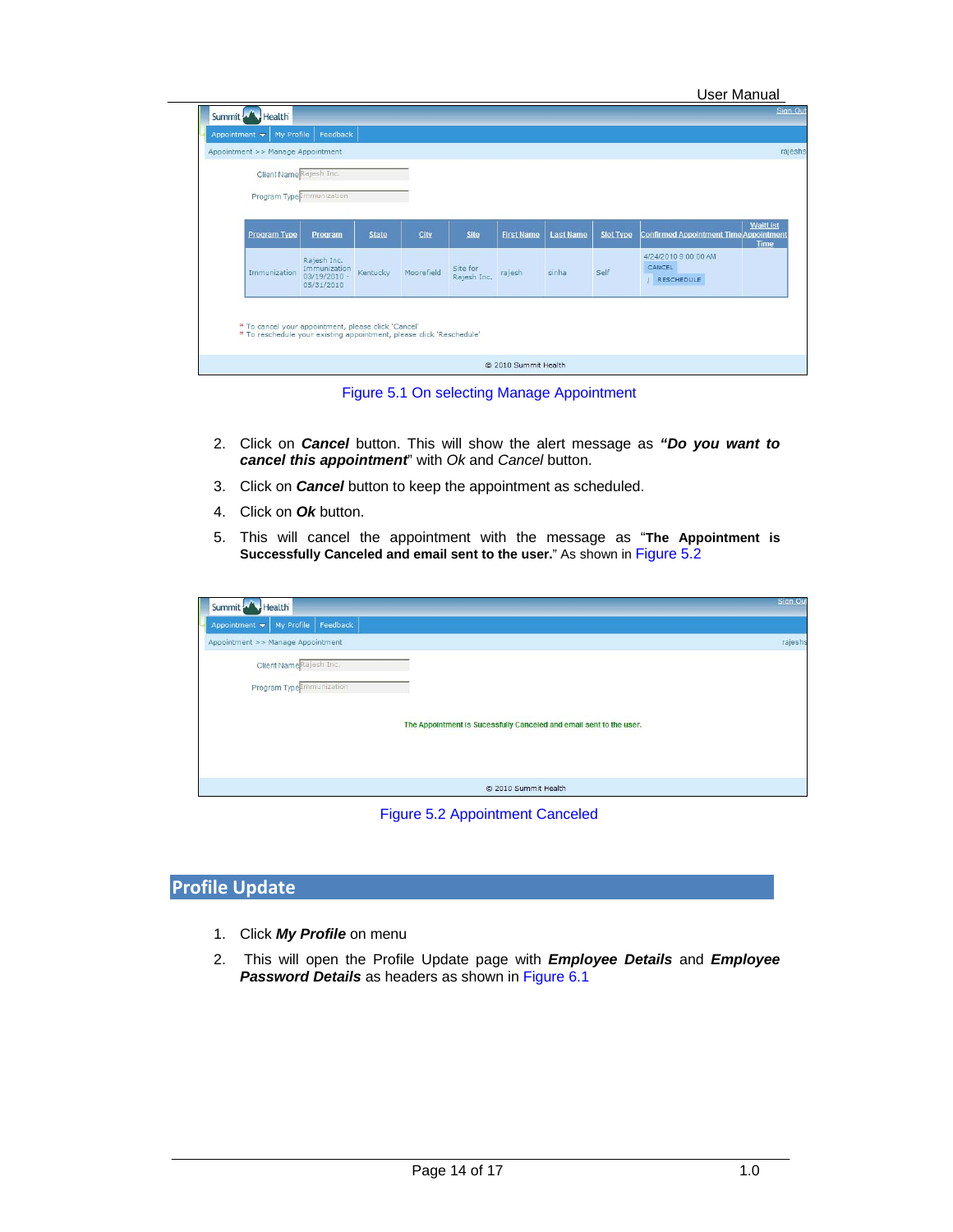Figure 5.1 On selecting Manage Appointment

2. Click on ***Cancel*** button. This will show the alert message as ***"Do you want to cancel this appointment***" with *Ok* and *Cancel* button.
3. Click on ***Cancel*** button to keep the appointment as scheduled.
4. Click on ***Ok*** button.
5. This will cancel the appointment with the message as "**The Appointment is Successfully Canceled and email sent to the user.**" As shown in Figure 5.2

Figure 5.2 Appointment Canceled

## Profile Update

1. Click ***My Profile*** on menu
2. This will open the Profile Update page with ***Employee Details*** and ***Employee Password Details*** as headers as shown in Figure 6.1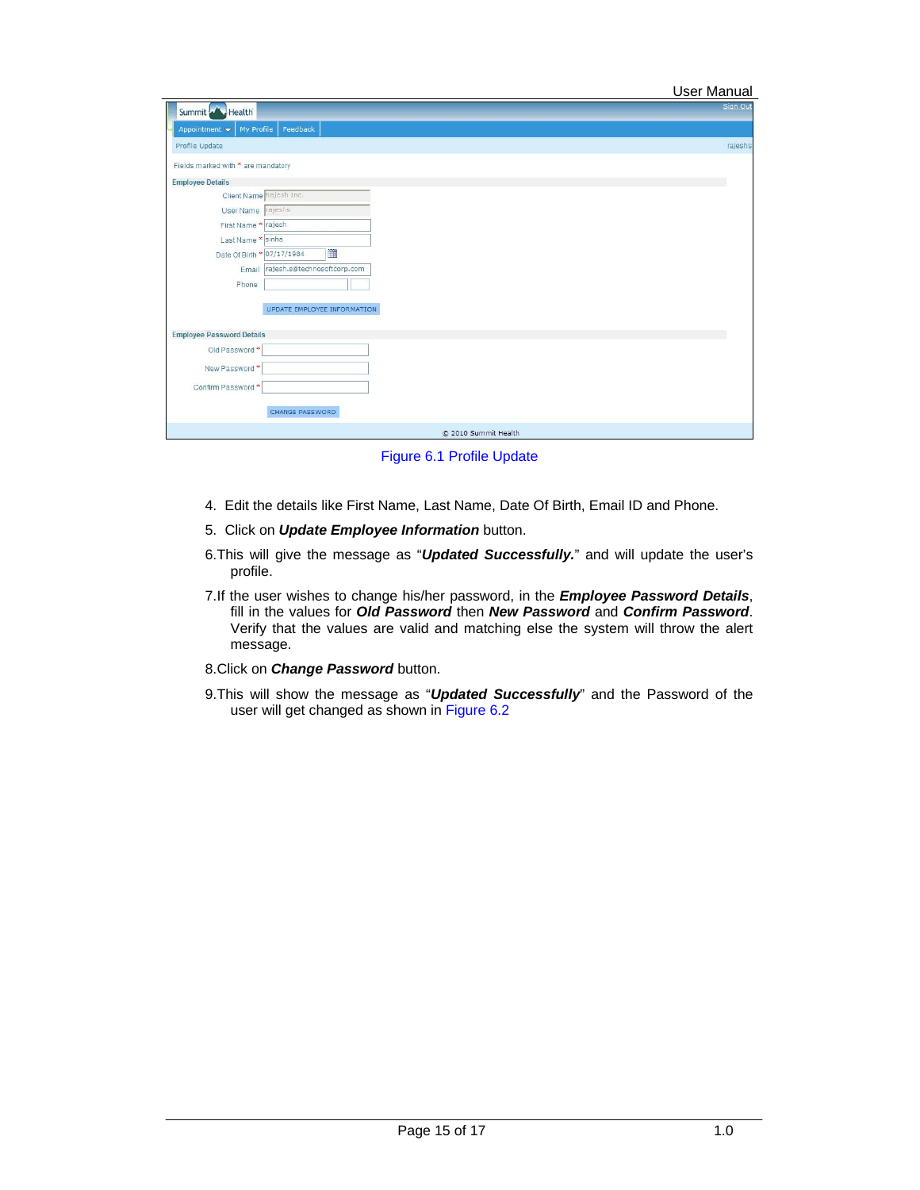Figure 6.1 Profile Update

4. Edit the details like First Name, Last Name, Date Of Birth, Email ID and Phone.
5. Click on ***Update Employee Information*** button.
6. This will give the message as "***Updated Successfully.***" and will update the user's profile.
7. If the user wishes to change his/her password, in the ***Employee Password Details***, fill in the values for ***Old Password*** then ***New Password*** and ***Confirm Password***. Verify that the values are valid and matching else the system will throw the alert message.
8. Click on ***Change Password*** button.
9. This will show the message as "***Updated Successfully***" and the Password of the user will get changed as shown in Figure 6.2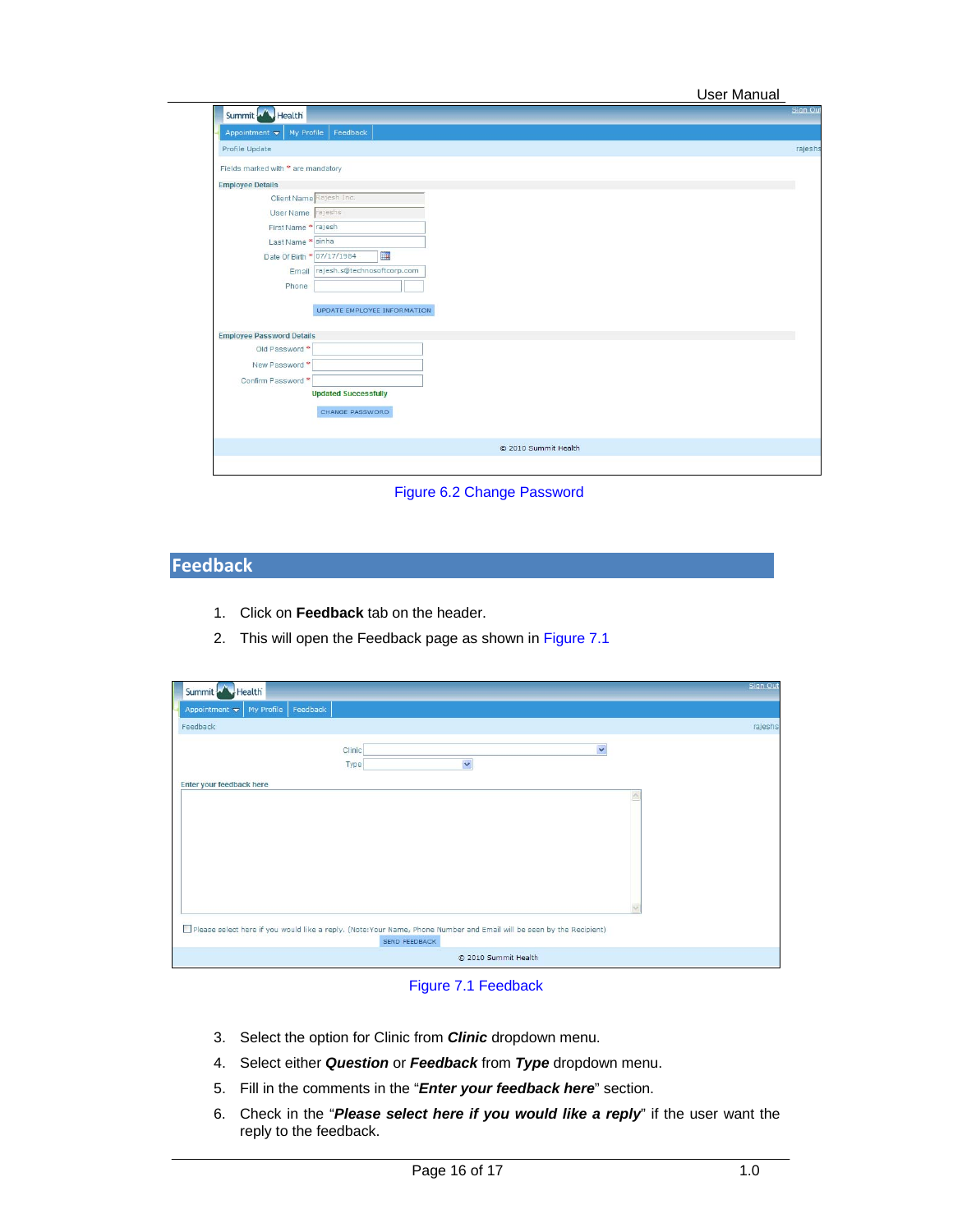Figure 6.2 Change Password

## Feedback

1. Click on **Feedback** tab on the header.
2. This will open the Feedback page as shown in Figure 7.1

Figure 7.1 Feedback

3. Select the option for Clinic from ***Clinic*** dropdown menu.
4. Select either ***Question*** or ***Feedback*** from ***Type*** dropdown menu.
5. Fill in the comments in the "***Enter your feedback here***" section.
6. Check in the "***Please select here if you would like a reply***" if the user want the reply to the feedback.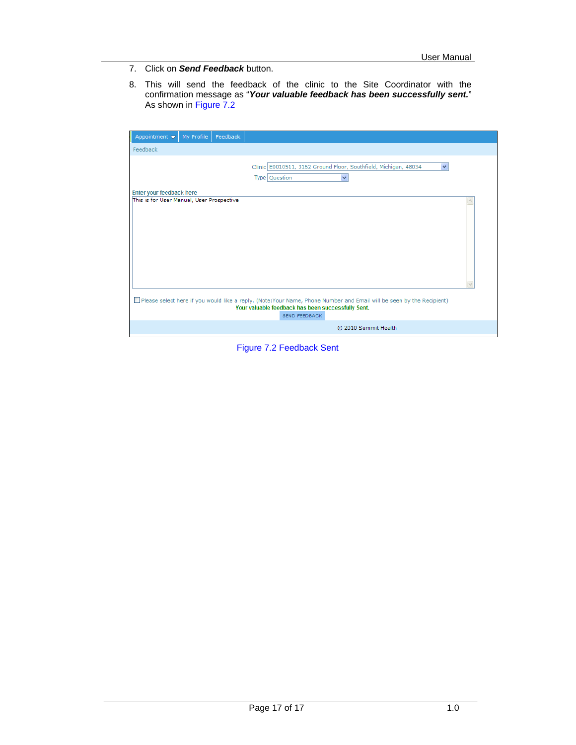7. Click on ***Send Feedback*** button.

8. This will send the feedback of the clinic to the Site Coordinator with the confirmation message as "***Your valuable feedback has been successfully sent.***" As shown in Figure 7.2

Appointment ▾ | My Profile | Feedback

Feedback

Clinic E0010511, 3152 Ground Floor, Southfield, Michigan, 48034

Type Question

Enter your feedback here

This is for User Manual, User Prospective

☐ Please select here if you would like a reply. (Note:Your Name, Phone Number and Email will be seen by the Recipient)

Your valuable feedback has been successfully Sent.

SEND FEEDBACK

© 2010 Summit Health

Figure 7.2 Feedback Sent